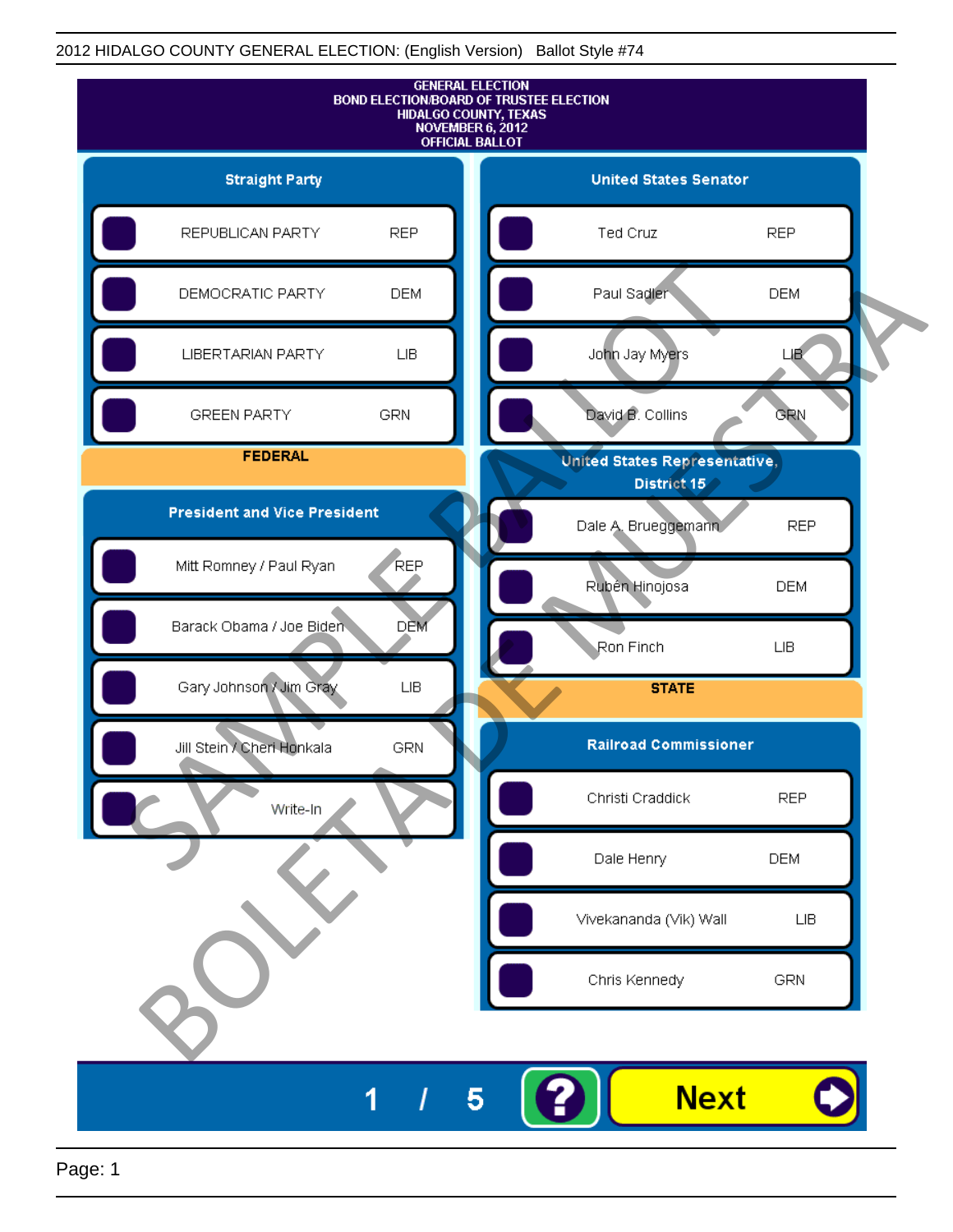2012 HIDALGO COUNTY GENERAL ELECTION: (English Version) Ballot Style #74

# GENERAL ELECTION
## BOND ELECTION/BOARD OF TRUSTEE ELECTION
## HIDALGO COUNTY, TEXAS
## NOVEMBER 6, 2012
## OFFICIAL BALLOT

### Straight Party

| Party | |
|---|---|
| REPUBLICAN PARTY | REP |
| DEMOCRATIC PARTY | DEM |
| LIBERTARIAN PARTY | LIB |
| GREEN PARTY | GRN |

## FEDERAL

### President and Vice President

| Candidate | |
|---|---|
| Mitt Romney / Paul Ryan | REP |
| Barack Obama / Joe Biden | DEM |
| Gary Johnson / Jim Gray | LIB |
| Jill Stein / Cheri Honkala | GRN |
| Write-In | |

### United States Senator

| Candidate | |
|---|---|
| Ted Cruz | REP |
| Paul Sadler | DEM |
| John Jay Myers | LIB |
| David B. Collins | GRN |

### United States Representative, District 15

| Candidate | |
|---|---|
| Dale A. Brueggemann | REP |
| Rubén Hinojosa | DEM |
| Ron Finch | LIB |

## STATE

### Railroad Commissioner

| Candidate | |
|---|---|
| Christi Craddick | REP |
| Dale Henry | DEM |
| Vivekananda (Vik) Wall | LIB |
| Chris Kennedy | GRN |

1 / 5

Next

SAMPLE BALLOT BOLETA DE MUESTRA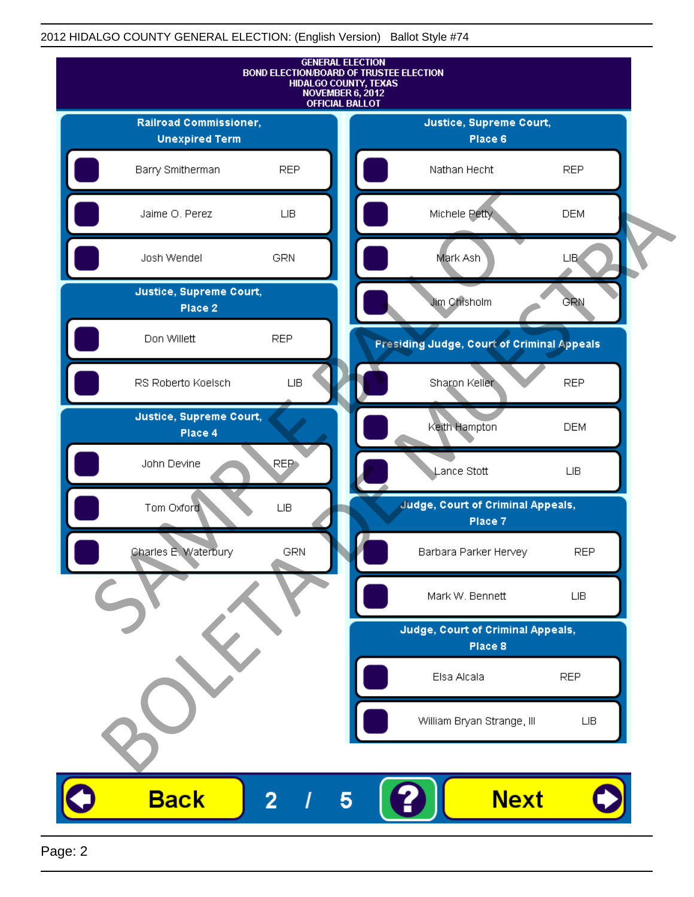2012 HIDALGO COUNTY GENERAL ELECTION: (English Version) Ballot Style #74

**GENERAL ELECTION**
**BOND ELECTION/BOARD OF TRUSTEE ELECTION**
**HIDALGO COUNTY, TEXAS**
**NOVEMBER 6, 2012**
**OFFICIAL BALLOT**

## Railroad Commissioner, Unexpired Term

| Candidate | Party |
| --- | --- |
| Barry Smitherman | REP |
| Jaime O. Perez | LIB |
| Josh Wendel | GRN |

## Justice, Supreme Court, Place 2

| Candidate | Party |
| --- | --- |
| Don Willett | REP |
| RS Roberto Koelsch | LIB |

## Justice, Supreme Court, Place 4

| Candidate | Party |
| --- | --- |
| John Devine | REP |
| Tom Oxford | LIB |
| Charles E. Waterbury | GRN |

## Justice, Supreme Court, Place 6

| Candidate | Party |
| --- | --- |
| Nathan Hecht | REP |
| Michele Petty | DEM |
| Mark Ash | LIB |
| Jim Chisholm | GRN |

## Presiding Judge, Court of Criminal Appeals

| Candidate | Party |
| --- | --- |
| Sharon Keller | REP |
| Keith Hampton | DEM |
| Lance Stott | LIB |

## Judge, Court of Criminal Appeals, Place 7

| Candidate | Party |
| --- | --- |
| Barbara Parker Hervey | REP |
| Mark W. Bennett | LIB |

## Judge, Court of Criminal Appeals, Place 8

| Candidate | Party |
| --- | --- |
| Elsa Alcala | REP |
| William Bryan Strange, III | LIB |

SAMPLE BALLOT
BOLETA DE MUESTRA

Back 2 / 5 ? Next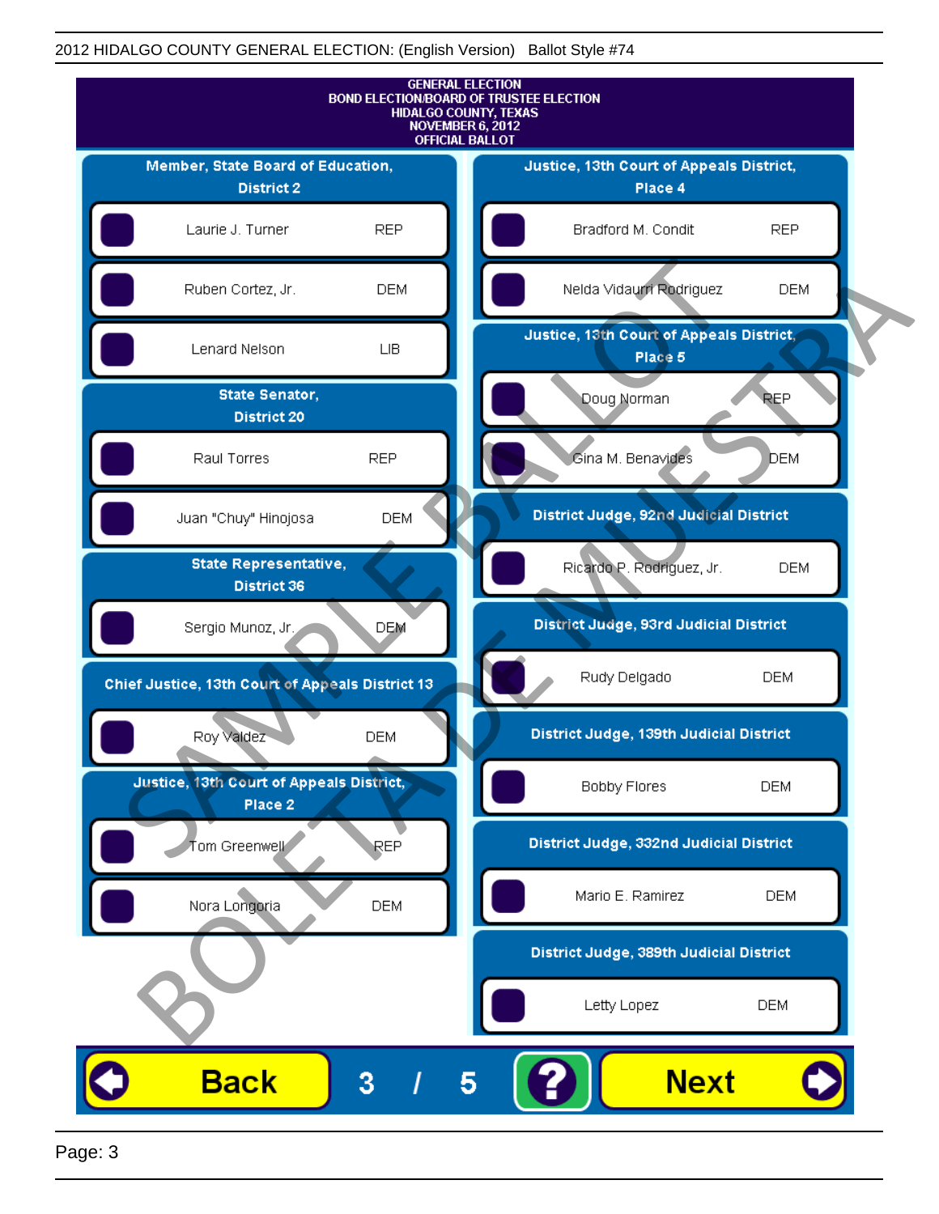2012 HIDALGO COUNTY GENERAL ELECTION: (English Version) Ballot Style #74

GENERAL ELECTION
BOND ELECTION/BOARD OF TRUSTEE ELECTION
HIDALGO COUNTY, TEXAS
NOVEMBER 6, 2012
OFFICIAL BALLOT

## Member, State Board of Education, District 2

| Candidate | Party |
|---|---|
| Laurie J. Turner | REP |
| Ruben Cortez, Jr. | DEM |
| Lenard Nelson | LIB |

## State Senator, District 20

| Candidate | Party |
|---|---|
| Raul Torres | REP |
| Juan "Chuy" Hinojosa | DEM |

## State Representative, District 36

| Candidate | Party |
|---|---|
| Sergio Munoz, Jr. | DEM |

## Chief Justice, 13th Court of Appeals District 13

| Candidate | Party |
|---|---|
| Roy Valdez | DEM |

## Justice, 13th Court of Appeals District, Place 2

| Candidate | Party |
|---|---|
| Tom Greenwell | REP |
| Nora Longoria | DEM |

## Justice, 13th Court of Appeals District, Place 4

| Candidate | Party |
|---|---|
| Bradford M. Condit | REP |
| Nelda Vidaurri Rodriguez | DEM |

## Justice, 13th Court of Appeals District, Place 5

| Candidate | Party |
|---|---|
| Doug Norman | REP |
| Gina M. Benavides | DEM |

## District Judge, 92nd Judicial District

| Candidate | Party |
|---|---|
| Ricardo P. Rodriguez, Jr. | DEM |

## District Judge, 93rd Judicial District

| Candidate | Party |
|---|---|
| Rudy Delgado | DEM |

## District Judge, 139th Judicial District

| Candidate | Party |
|---|---|
| Bobby Flores | DEM |

## District Judge, 332nd Judicial District

| Candidate | Party |
|---|---|
| Mario E. Ramirez | DEM |

## District Judge, 389th Judicial District

| Candidate | Party |
|---|---|
| Letty Lopez | DEM |

SAMPLE BALLOT / BOLETA DE MUESTRA

Back 3 / 5 ? Next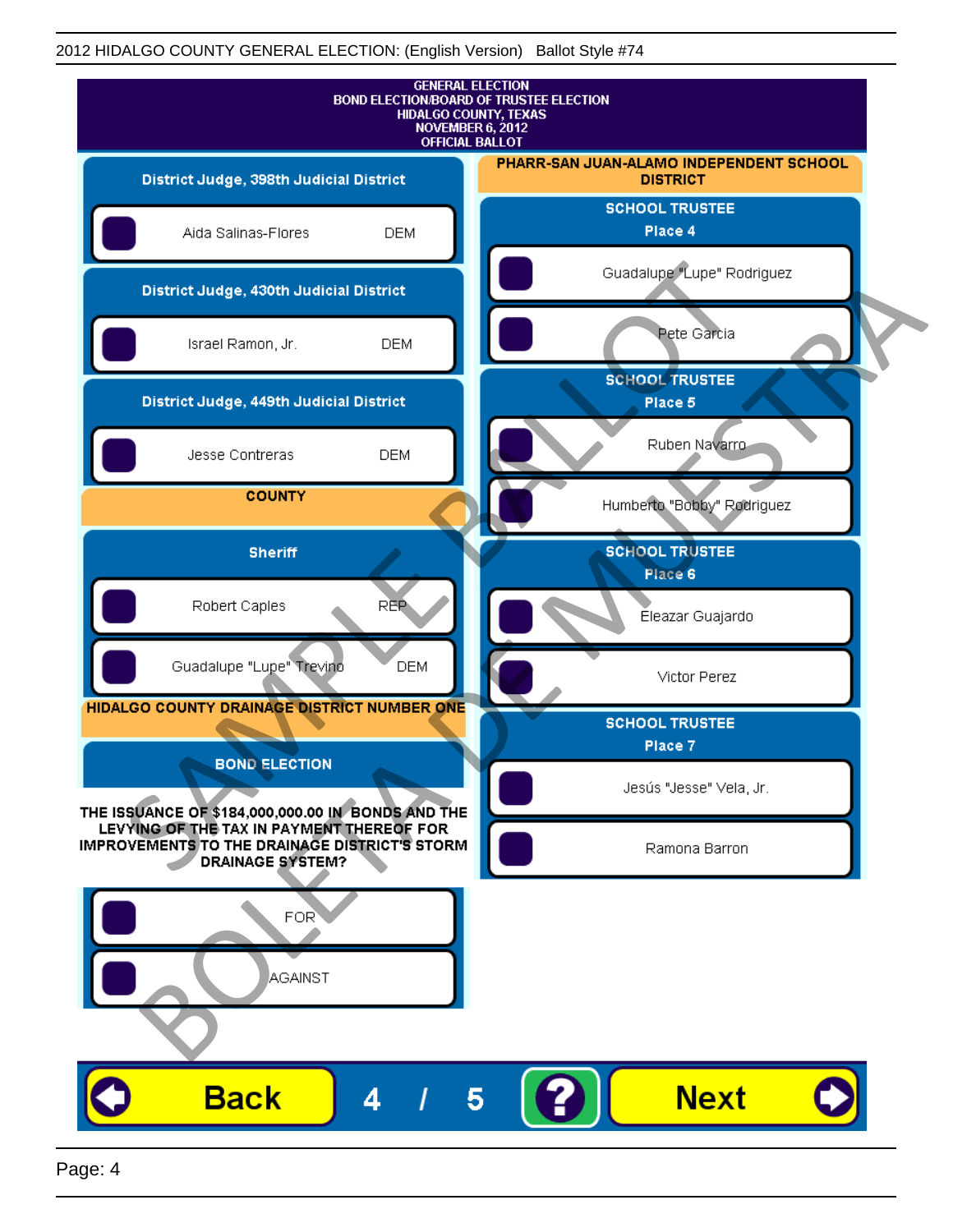GENERAL ELECTION
BOND ELECTION/BOARD OF TRUSTEE ELECTION
HIDALGO COUNTY, TEXAS
NOVEMBER 6, 2012
OFFICIAL BALLOT

## District Judge, 398th Judicial District

- Aida Salinas-Flores DEM

## District Judge, 430th Judicial District

- Israel Ramon, Jr. DEM

## District Judge, 449th Judicial District

- Jesse Contreras DEM

## COUNTY

### Sheriff

- Robert Caples REP
- Guadalupe "Lupe" Trevino DEM

## HIDALGO COUNTY DRAINAGE DISTRICT NUMBER ONE

### BOND ELECTION

**THE ISSUANCE OF $184,000,000.00 IN BONDS AND THE LEVYING OF THE TAX IN PAYMENT THEREOF FOR IMPROVEMENTS TO THE DRAINAGE DISTRICT'S STORM DRAINAGE SYSTEM?**

- FOR
- AGAINST

## PHARR-SAN JUAN-ALAMO INDEPENDENT SCHOOL DISTRICT

### SCHOOL TRUSTEE Place 4

- Guadalupe "Lupe" Rodriguez
- Pete Garcia

### SCHOOL TRUSTEE Place 5

- Ruben Navarro
- Humberto "Bobby" Rodriguez

### SCHOOL TRUSTEE Place 6

- Eleazar Guajardo
- Victor Perez

### SCHOOL TRUSTEE Place 7

- Jesús "Jesse" Vela, Jr.
- Ramona Barron

SAMPLE BALLOT BOLETA DE MUESTRA

Back 4 / 5 ? Next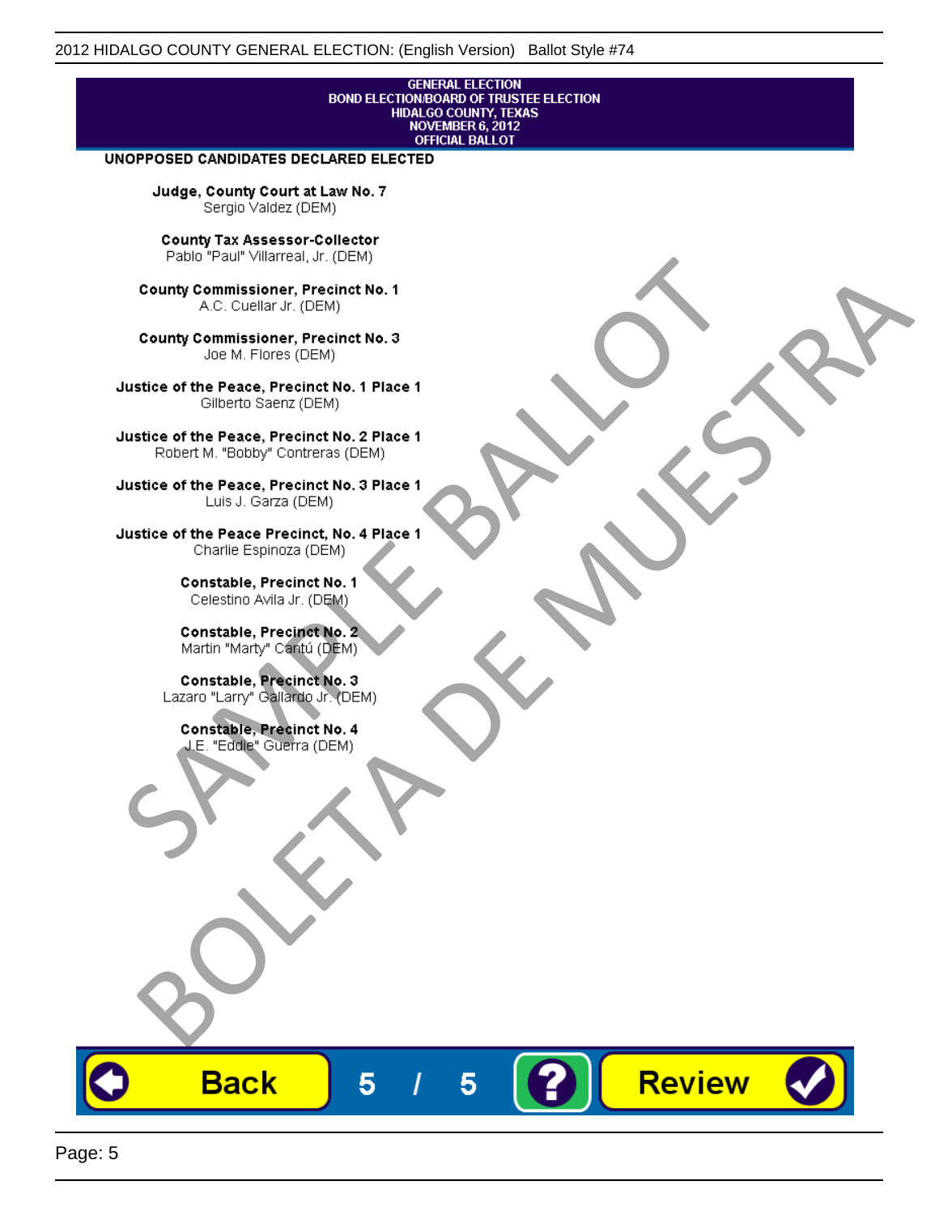GENERAL ELECTION
BOND ELECTION/BOARD OF TRUSTEE ELECTION
HIDALGO COUNTY, TEXAS
NOVEMBER 6, 2012
OFFICIAL BALLOT

## UNOPPOSED CANDIDATES DECLARED ELECTED

**Judge, County Court at Law No. 7**
Sergio Valdez (DEM)

**County Tax Assessor-Collector**
Pablo "Paul" Villarreal, Jr. (DEM)

**County Commissioner, Precinct No. 1**
A.C. Cuellar Jr. (DEM)

**County Commissioner, Precinct No. 3**
Joe M. Flores (DEM)

**Justice of the Peace, Precinct No. 1 Place 1**
Gilberto Saenz (DEM)

**Justice of the Peace, Precinct No. 2 Place 1**
Robert M. "Bobby" Contreras (DEM)

**Justice of the Peace, Precinct No. 3 Place 1**
Luis J. Garza (DEM)

**Justice of the Peace Precinct, No. 4 Place 1**
Charlie Espinoza (DEM)

**Constable, Precinct No. 1**
Celestino Avila Jr. (DEM)

**Constable, Precinct No. 2**
Martin "Marty" Cantú (DEM)

**Constable, Precinct No. 3**
Lazaro "Larry" Gallardo Jr. (DEM)

**Constable, Precinct No. 4**
J.E. "Eddie" Guerra (DEM)

SAMPLE BALLOT
BOLETA DE MUESTRA

Back 5 / 5 ? Review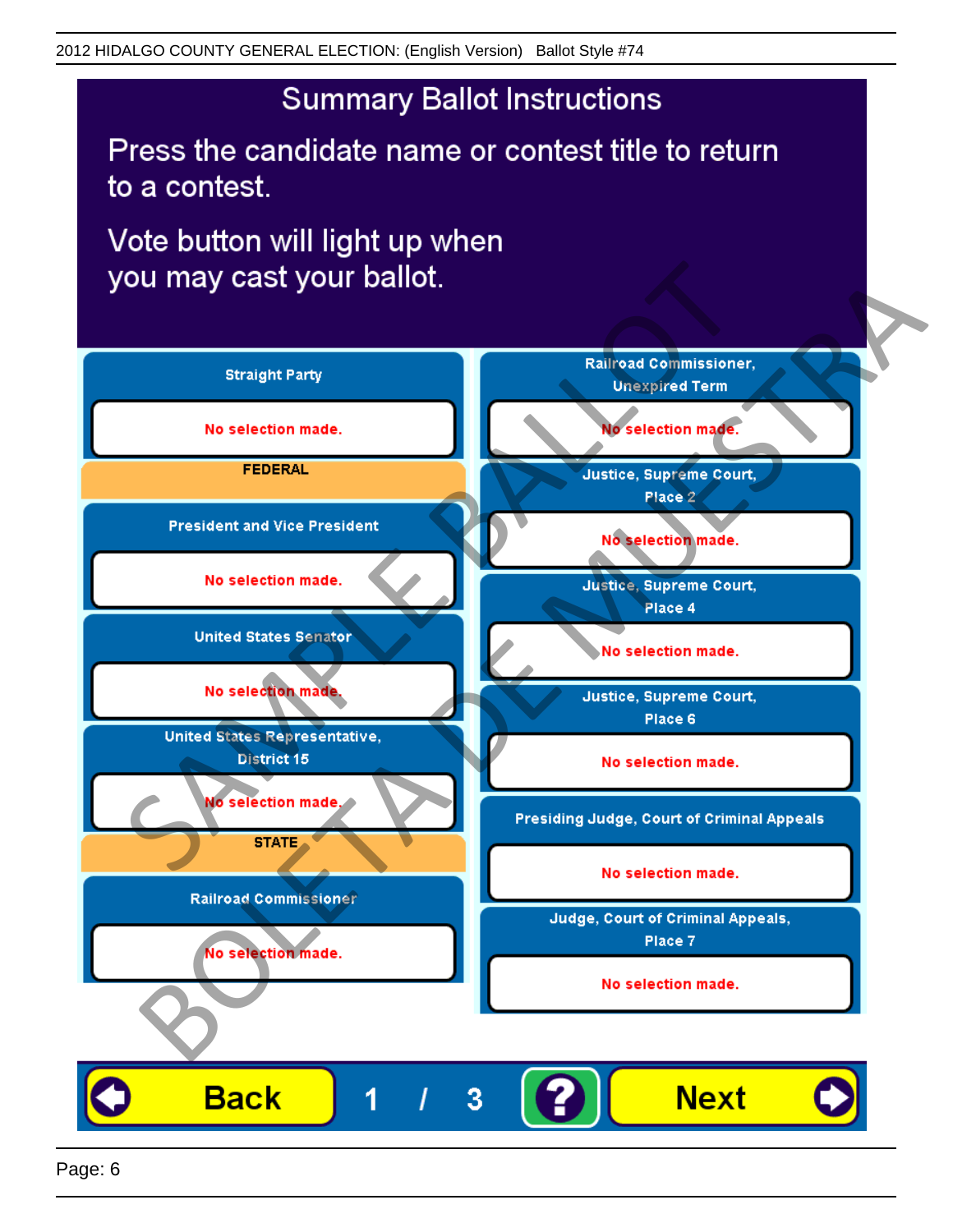2012 HIDALGO COUNTY GENERAL ELECTION: (English Version)   Ballot Style #74

# Summary Ballot Instructions

Press the candidate name or contest title to return to a contest.

Vote button will light up when you may cast your ballot.

**Straight Party**

No selection made.

**FEDERAL**

**President and Vice President**

No selection made.

**United States Senator**

No selection made.

**United States Representative, District 15**

No selection made.

**STATE**

**Railroad Commissioner**

No selection made.

**Railroad Commissioner, Unexpired Term**

No selection made.

**Justice, Supreme Court, Place 2**

No selection made.

**Justice, Supreme Court, Place 4**

No selection made.

**Justice, Supreme Court, Place 6**

No selection made.

**Presiding Judge, Court of Criminal Appeals**

No selection made.

**Judge, Court of Criminal Appeals, Place 7**

No selection made.

Back   1 / 3   ?   Next

SAMPLE BALLOT BOLETA DE MUESTRA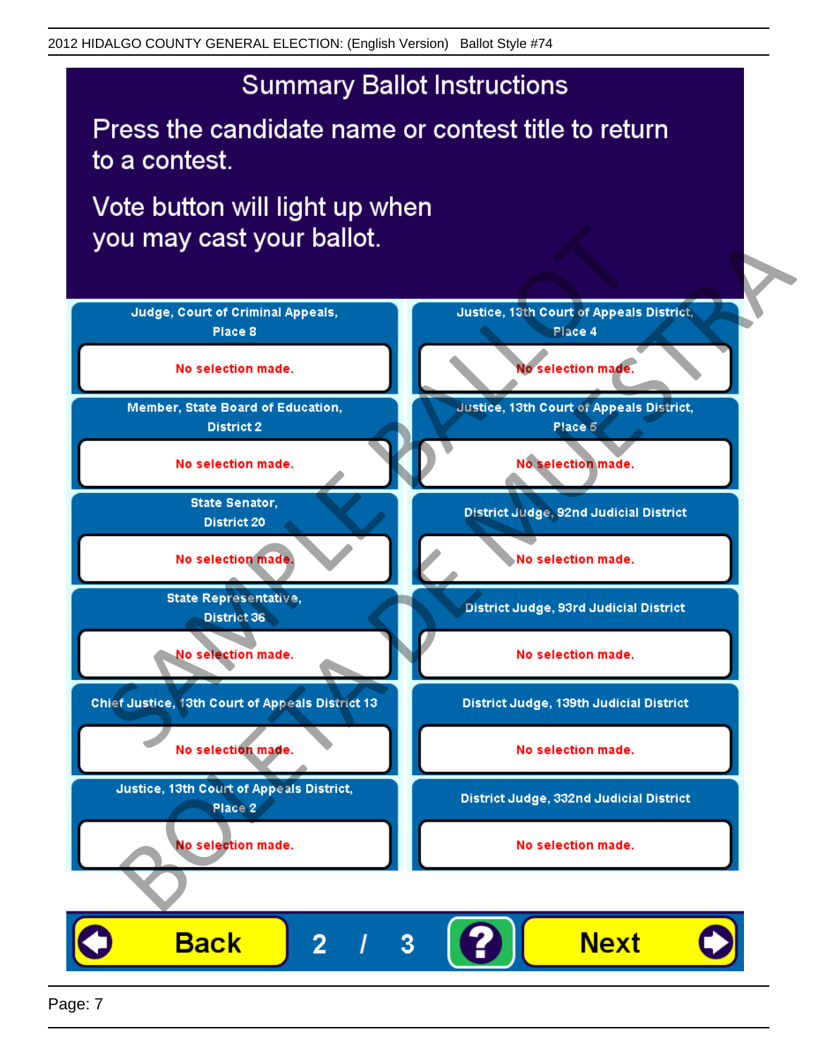## Summary Ballot Instructions

Press the candidate name or contest title to return to a contest.

Vote button will light up when you may cast your ballot.

| Contest | Selection |
| --- | --- |
| Judge, Court of Criminal Appeals, Place 8 | No selection made. |
| Member, State Board of Education, District 2 | No selection made. |
| State Senator, District 20 | No selection made. |
| State Representative, District 36 | No selection made. |
| Chief Justice, 13th Court of Appeals District 13 | No selection made. |
| Justice, 13th Court of Appeals District, Place 2 | No selection made. |
| Justice, 13th Court of Appeals District, Place 4 | No selection made. |
| Justice, 13th Court of Appeals District, Place 5 | No selection made. |
| District Judge, 92nd Judicial District | No selection made. |
| District Judge, 93rd Judicial District | No selection made. |
| District Judge, 139th Judicial District | No selection made. |
| District Judge, 332nd Judicial District | No selection made. |

SAMPLE BALLOT
BOLETA DE MUESTRA

Back | 2 / 3 | ? | Next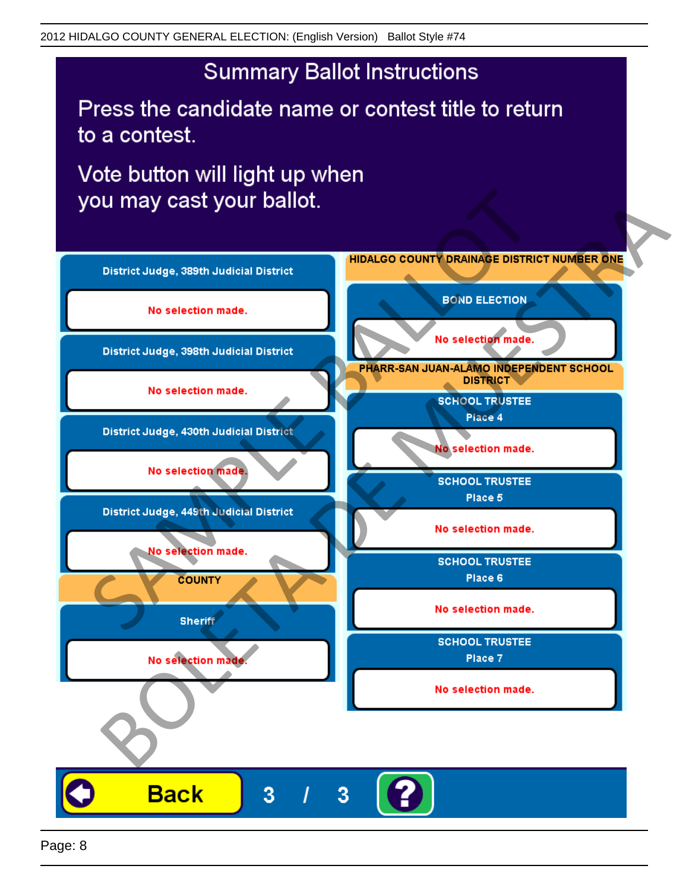2012 HIDALGO COUNTY GENERAL ELECTION: (English Version) Ballot Style #74

# Summary Ballot Instructions

Press the candidate name or contest title to return to a contest.

Vote button will light up when you may cast your ballot.

**District Judge, 389th Judicial District**

No selection made.

**District Judge, 398th Judicial District**

No selection made.

**District Judge, 430th Judicial District**

No selection made.

**District Judge, 449th Judicial District**

No selection made.

**COUNTY**

**Sheriff**

No selection made.

**HIDALGO COUNTY DRAINAGE DISTRICT NUMBER ONE**

**BOND ELECTION**

No selection made.

**PHARR-SAN JUAN-ALAMO INDEPENDENT SCHOOL DISTRICT**

**SCHOOL TRUSTEE Place 4**

No selection made.

**SCHOOL TRUSTEE Place 5**

No selection made.

**SCHOOL TRUSTEE Place 6**

No selection made.

**SCHOOL TRUSTEE Place 7**

No selection made.

Back 3 / 3 ?

SAMPLE BALLOT
BOLETA DE MUESTRA